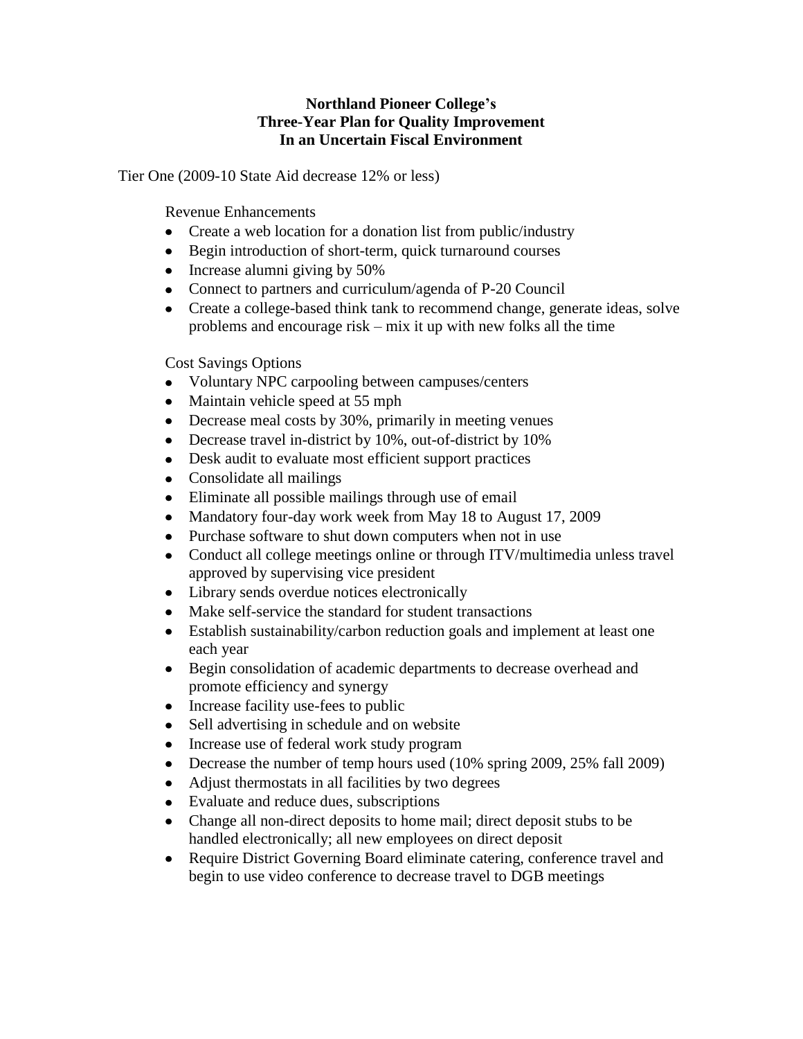# Northland Pioneer College's
# Three-Year Plan for Quality Improvement
# In an Uncertain Fiscal Environment

Tier One (2009-10 State Aid decrease 12% or less)

Revenue Enhancements

- Create a web location for a donation list from public/industry
- Begin introduction of short-term, quick turnaround courses
- Increase alumni giving by 50%
- Connect to partners and curriculum/agenda of P-20 Council
- Create a college-based think tank to recommend change, generate ideas, solve problems and encourage risk – mix it up with new folks all the time

Cost Savings Options

- Voluntary NPC carpooling between campuses/centers
- Maintain vehicle speed at 55 mph
- Decrease meal costs by 30%, primarily in meeting venues
- Decrease travel in-district by 10%, out-of-district by 10%
- Desk audit to evaluate most efficient support practices
- Consolidate all mailings
- Eliminate all possible mailings through use of email
- Mandatory four-day work week from May 18 to August 17, 2009
- Purchase software to shut down computers when not in use
- Conduct all college meetings online or through ITV/multimedia unless travel approved by supervising vice president
- Library sends overdue notices electronically
- Make self-service the standard for student transactions
- Establish sustainability/carbon reduction goals and implement at least one each year
- Begin consolidation of academic departments to decrease overhead and promote efficiency and synergy
- Increase facility use-fees to public
- Sell advertising in schedule and on website
- Increase use of federal work study program
- Decrease the number of temp hours used (10% spring 2009, 25% fall 2009)
- Adjust thermostats in all facilities by two degrees
- Evaluate and reduce dues, subscriptions
- Change all non-direct deposits to home mail; direct deposit stubs to be handled electronically; all new employees on direct deposit
- Require District Governing Board eliminate catering, conference travel and begin to use video conference to decrease travel to DGB meetings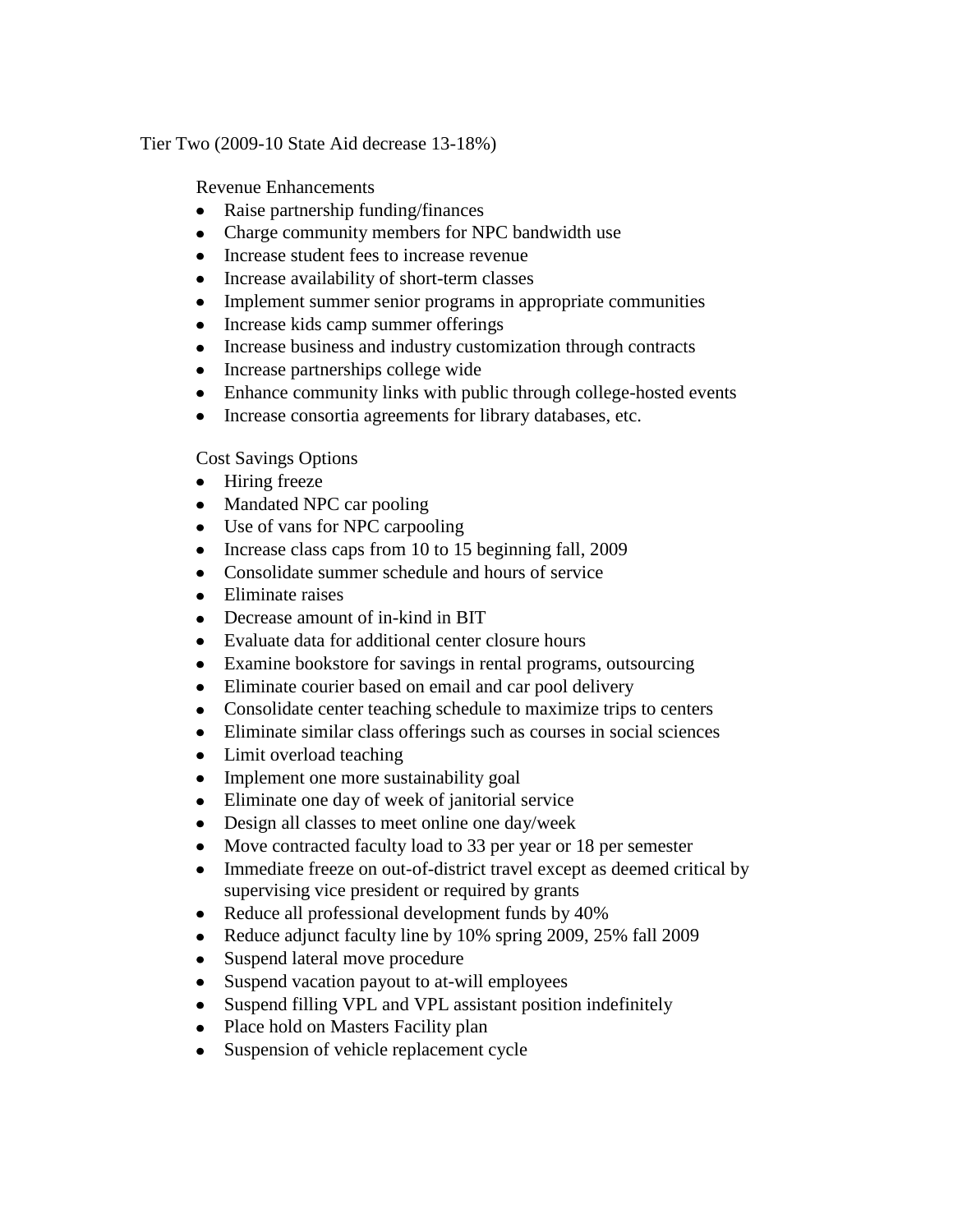Tier Two (2009-10 State Aid decrease 13-18%)

Revenue Enhancements

- Raise partnership funding/finances
- Charge community members for NPC bandwidth use
- Increase student fees to increase revenue
- Increase availability of short-term classes
- Implement summer senior programs in appropriate communities
- Increase kids camp summer offerings
- Increase business and industry customization through contracts
- Increase partnerships college wide
- Enhance community links with public through college-hosted events
- Increase consortia agreements for library databases, etc.

Cost Savings Options

- Hiring freeze
- Mandated NPC car pooling
- Use of vans for NPC carpooling
- Increase class caps from 10 to 15 beginning fall, 2009
- Consolidate summer schedule and hours of service
- Eliminate raises
- Decrease amount of in-kind in BIT
- Evaluate data for additional center closure hours
- Examine bookstore for savings in rental programs, outsourcing
- Eliminate courier based on email and car pool delivery
- Consolidate center teaching schedule to maximize trips to centers
- Eliminate similar class offerings such as courses in social sciences
- Limit overload teaching
- Implement one more sustainability goal
- Eliminate one day of week of janitorial service
- Design all classes to meet online one day/week
- Move contracted faculty load to 33 per year or 18 per semester
- Immediate freeze on out-of-district travel except as deemed critical by supervising vice president or required by grants
- Reduce all professional development funds by 40%
- Reduce adjunct faculty line by 10% spring 2009, 25% fall 2009
- Suspend lateral move procedure
- Suspend vacation payout to at-will employees
- Suspend filling VPL and VPL assistant position indefinitely
- Place hold on Masters Facility plan
- Suspension of vehicle replacement cycle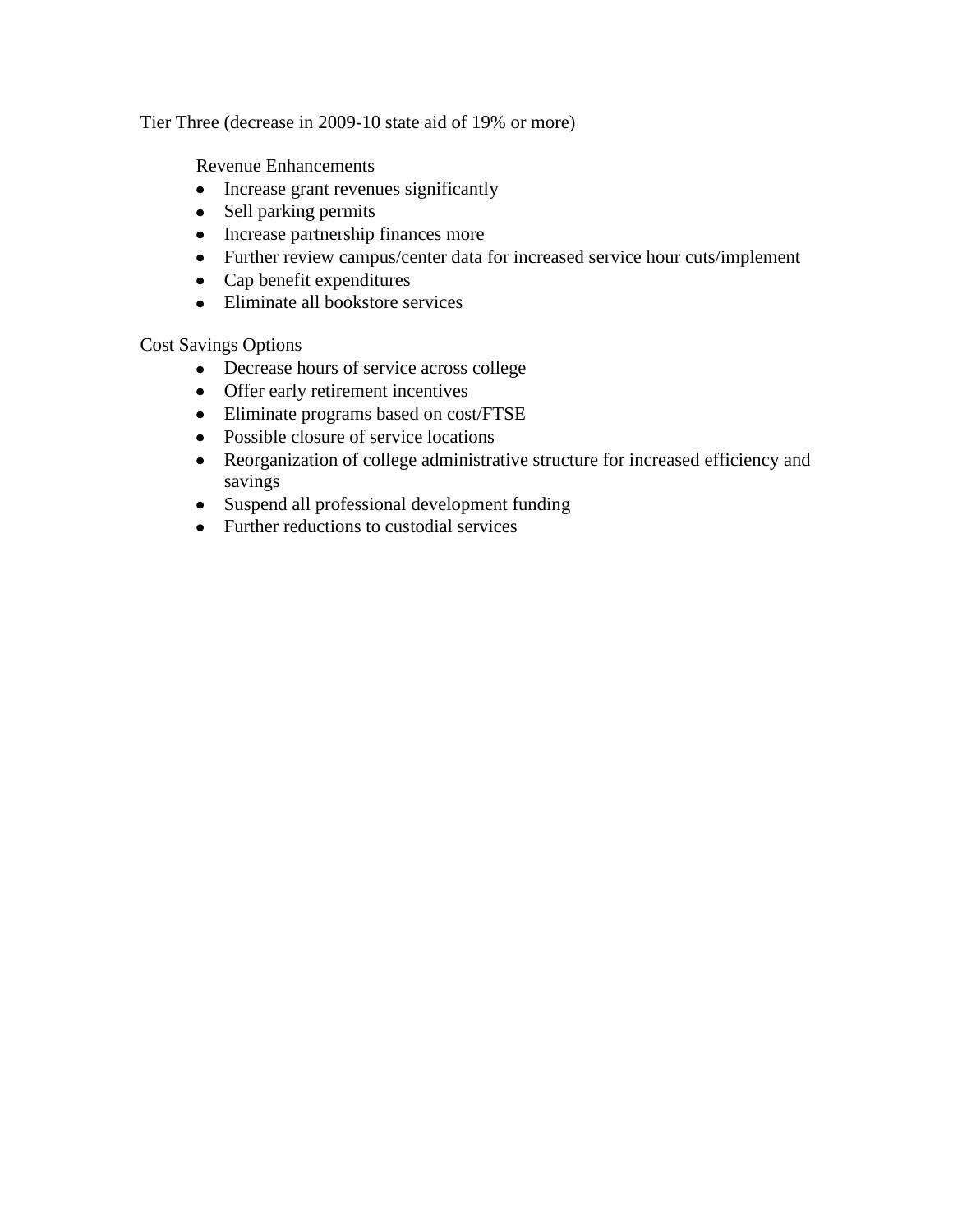Tier Three (decrease in 2009-10 state aid of 19% or more)

Revenue Enhancements

- Increase grant revenues significantly
- Sell parking permits
- Increase partnership finances more
- Further review campus/center data for increased service hour cuts/implement
- Cap benefit expenditures
- Eliminate all bookstore services

Cost Savings Options

- Decrease hours of service across college
- Offer early retirement incentives
- Eliminate programs based on cost/FTSE
- Possible closure of service locations
- Reorganization of college administrative structure for increased efficiency and savings
- Suspend all professional development funding
- Further reductions to custodial services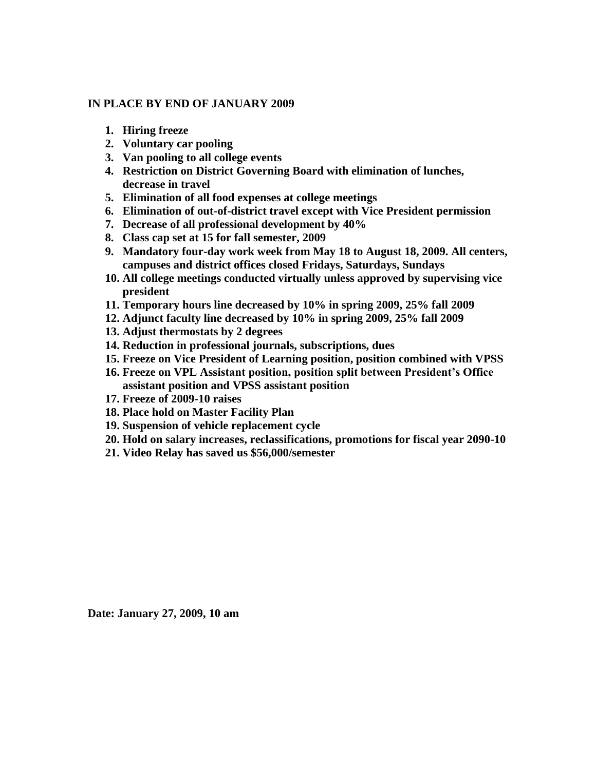**IN PLACE BY END OF JANUARY 2009**

1. **Hiring freeze**
2. **Voluntary car pooling**
3. **Van pooling to all college events**
4. **Restriction on District Governing Board with elimination of lunches, decrease in travel**
5. **Elimination of all food expenses at college meetings**
6. **Elimination of out-of-district travel except with Vice President permission**
7. **Decrease of all professional development by 40%**
8. **Class cap set at 15 for fall semester, 2009**
9. **Mandatory four-day work week from May 18 to August 18, 2009. All centers, campuses and district offices closed Fridays, Saturdays, Sundays**
10. **All college meetings conducted virtually unless approved by supervising vice president**
11. **Temporary hours line decreased by 10% in spring 2009, 25% fall 2009**
12. **Adjunct faculty line decreased by 10% in spring 2009, 25% fall 2009**
13. **Adjust thermostats by 2 degrees**
14. **Reduction in professional journals, subscriptions, dues**
15. **Freeze on Vice President of Learning position, position combined with VPSS**
16. **Freeze on VPL Assistant position, position split between President's Office assistant position and VPSS assistant position**
17. **Freeze of 2009-10 raises**
18. **Place hold on Master Facility Plan**
19. **Suspension of vehicle replacement cycle**
20. **Hold on salary increases, reclassifications, promotions for fiscal year 2090-10**
21. **Video Relay has saved us $56,000/semester**

**Date: January 27, 2009, 10 am**